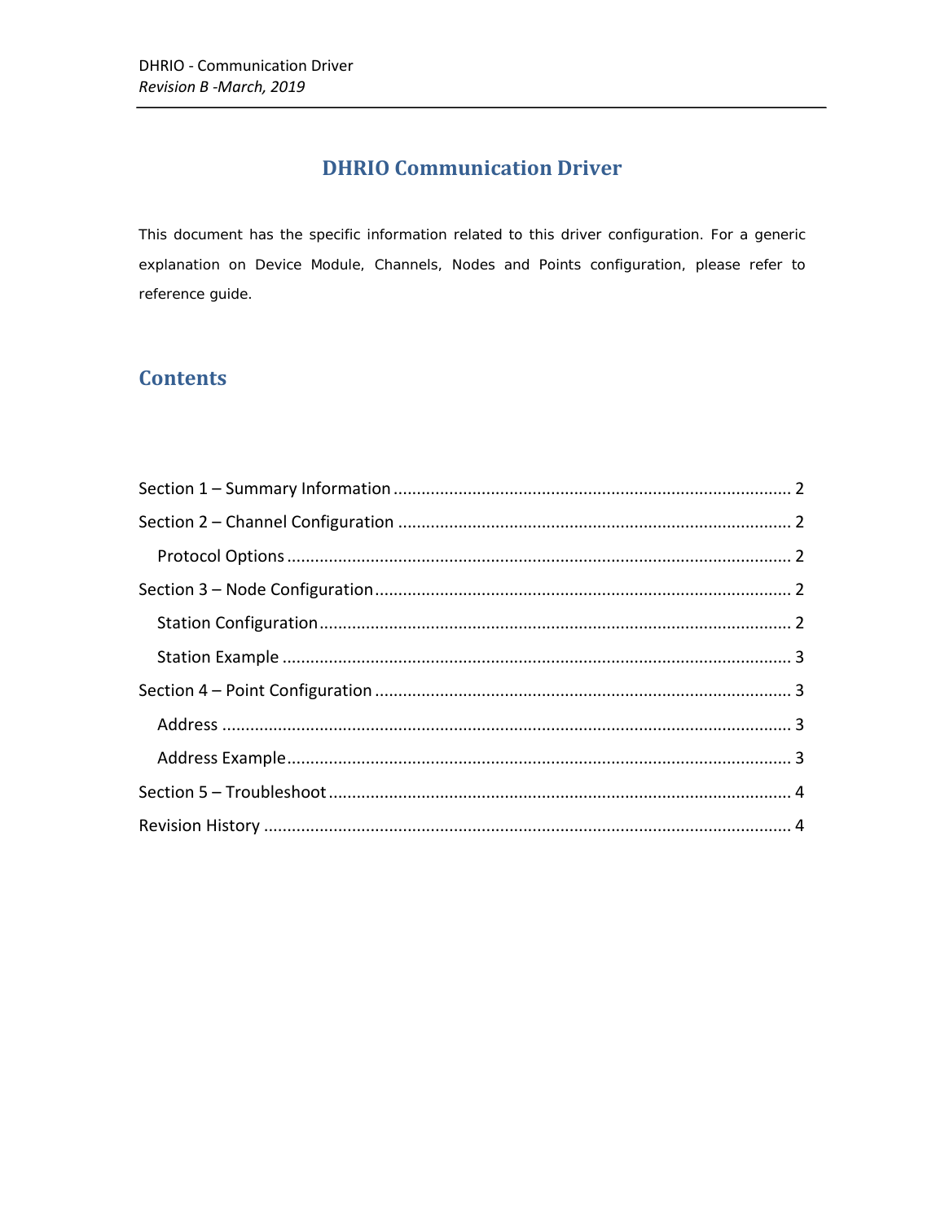# DHRIO Communication Driver

This document has the specific information related to this driver configuration. For a generic explanation on Device Module, Channels, Nodes and Points configuration, please refer to reference guide.

## Contents

Section 1 – Summary Information ........ 2

Section 2 – Channel Configuration ........ 2

  Protocol Options ........ 2

Section 3 – Node Configuration ........ 2

  Station Configuration ........ 2

  Station Example ........ 3

Section 4 – Point Configuration ........ 3

  Address ........ 3

  Address Example ........ 3

Section 5 – Troubleshoot ........ 4

Revision History ........ 4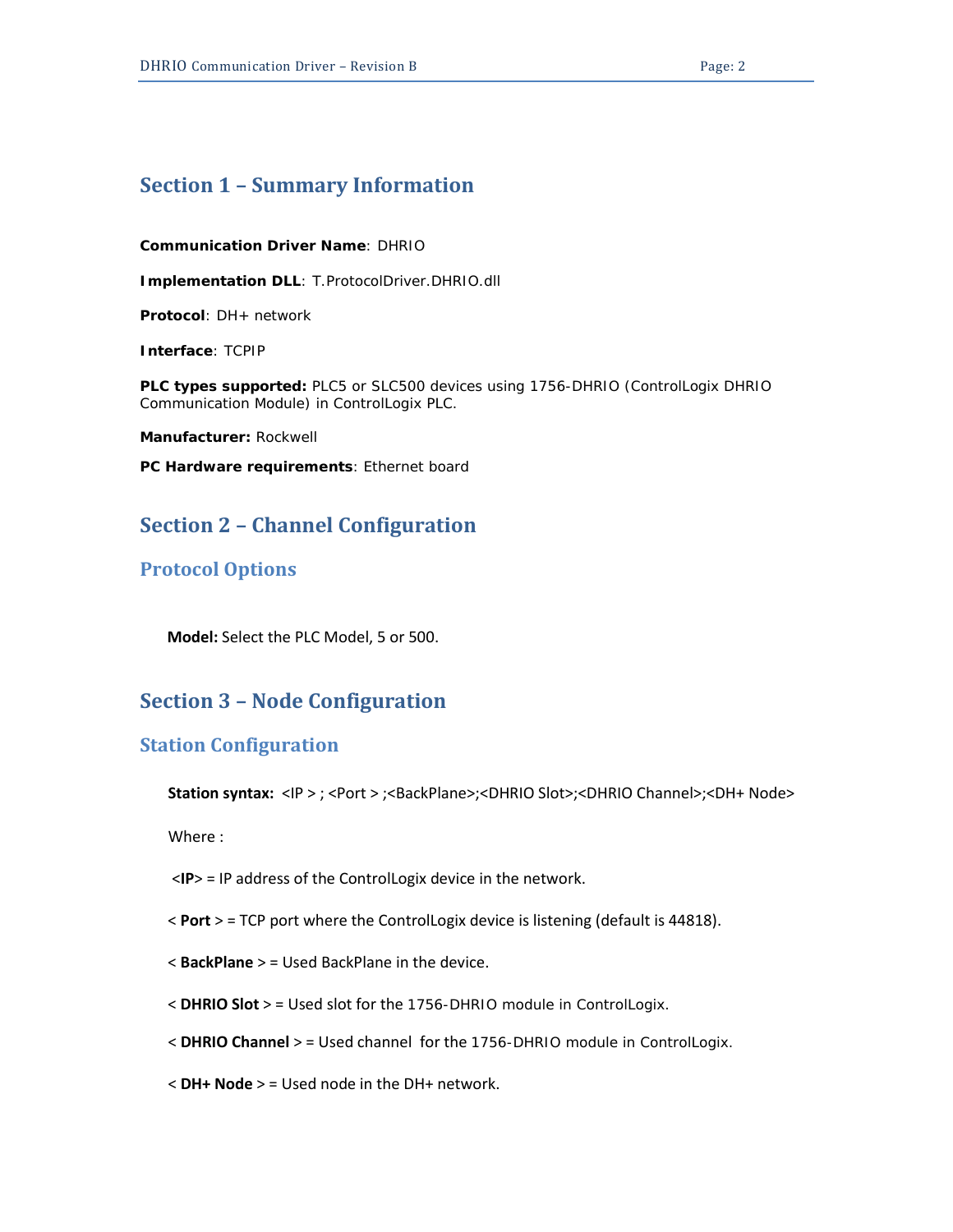## Section 1 – Summary Information

**Communication Driver Name**: DHRIO

**Implementation DLL**: T.ProtocolDriver.DHRIO.dll

**Protocol**: DH+ network

**Interface**: TCPIP

**PLC types supported:** PLC5 or SLC500 devices using 1756-DHRIO (ControlLogix DHRIO Communication Module) in ControlLogix PLC.

**Manufacturer:** Rockwell

**PC Hardware requirements**: Ethernet board

## Section 2 – Channel Configuration

### Protocol Options

**Model:** Select the PLC Model, 5 or 500.

## Section 3 – Node Configuration

### Station Configuration

**Station syntax:** <IP > ; <Port > ;<BackPlane>;<DHRIO Slot>;<DHRIO Channel>;<DH+ Node>

Where :

<**IP**> = IP address of the ControlLogix device in the network.

< **Port** > = TCP port where the ControlLogix device is listening (default is 44818).

< **BackPlane** > = Used BackPlane in the device.

< **DHRIO Slot** > = Used slot for the 1756-DHRIO module in ControlLogix.

< **DHRIO Channel** > = Used channel for the 1756-DHRIO module in ControlLogix.

< **DH+ Node** > = Used node in the DH+ network.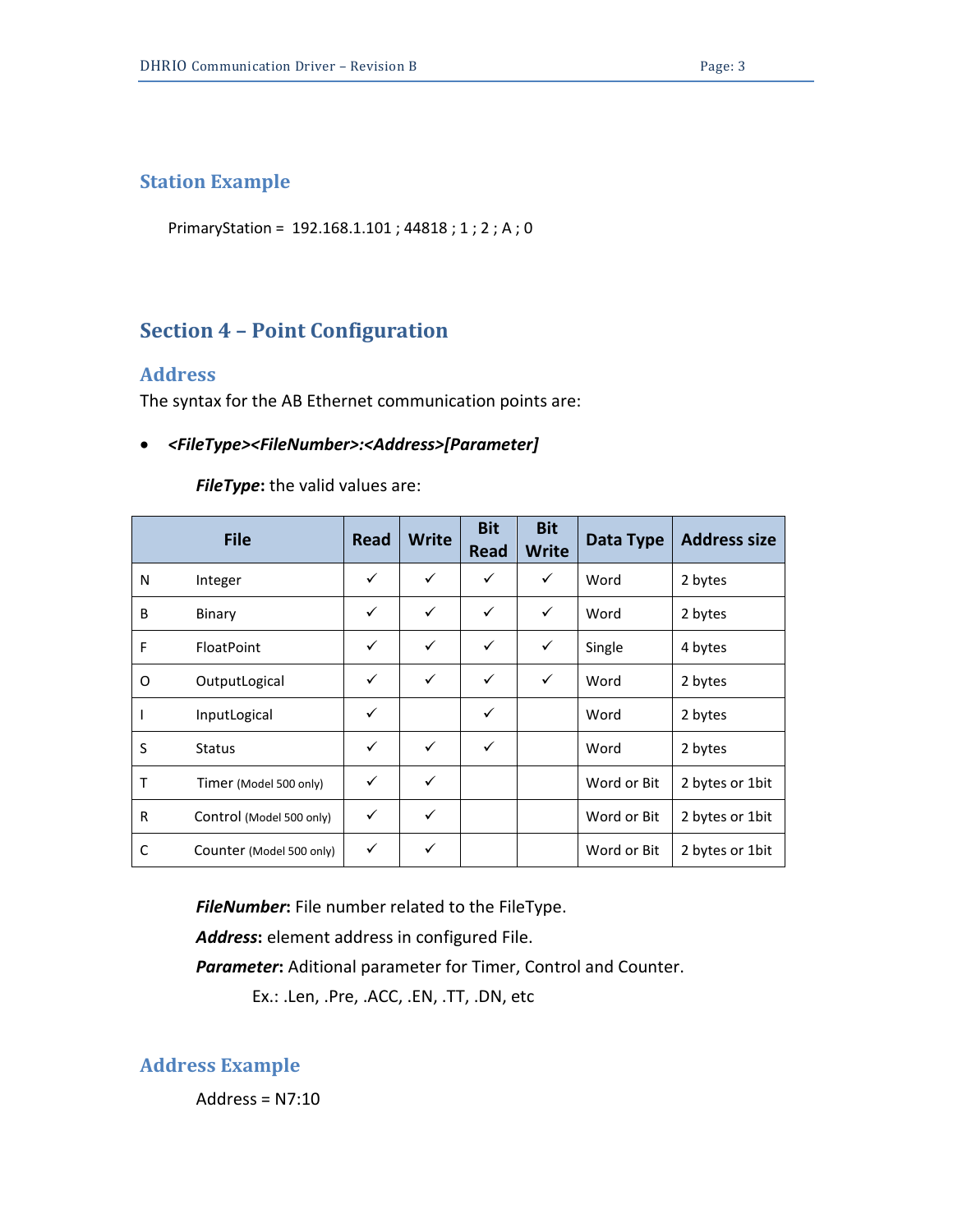## Station Example

PrimaryStation = 192.168.1.101 ; 44818 ; 1 ; 2 ; A ; 0

# Section 4 – Point Configuration

## Address

The syntax for the AB Ethernet communication points are:

- ***<FileType><FileNumber>:<Address>[Parameter]***

***FileType*:** the valid values are:

| File | | Read | Write | Bit Read | Bit Write | Data Type | Address size |
|---|---|---|---|---|---|---|---|
| N | Integer | ✓ | ✓ | ✓ | ✓ | Word | 2 bytes |
| B | Binary | ✓ | ✓ | ✓ | ✓ | Word | 2 bytes |
| F | FloatPoint | ✓ | ✓ | ✓ | ✓ | Single | 4 bytes |
| O | OutputLogical | ✓ | ✓ | ✓ | ✓ | Word | 2 bytes |
| I | InputLogical | ✓ | | ✓ | | Word | 2 bytes |
| S | Status | ✓ | ✓ | ✓ | | Word | 2 bytes |
| T | Timer (Model 500 only) | ✓ | ✓ | | | Word or Bit | 2 bytes or 1bit |
| R | Control (Model 500 only) | ✓ | ✓ | | | Word or Bit | 2 bytes or 1bit |
| C | Counter (Model 500 only) | ✓ | ✓ | | | Word or Bit | 2 bytes or 1bit |

***FileNumber*:** File number related to the FileType.

***Address*:** element address in configured File.

***Parameter*:** Aditional parameter for Timer, Control and Counter.

Ex.: .Len, .Pre, .ACC, .EN, .TT, .DN, etc

## Address Example

Address = N7:10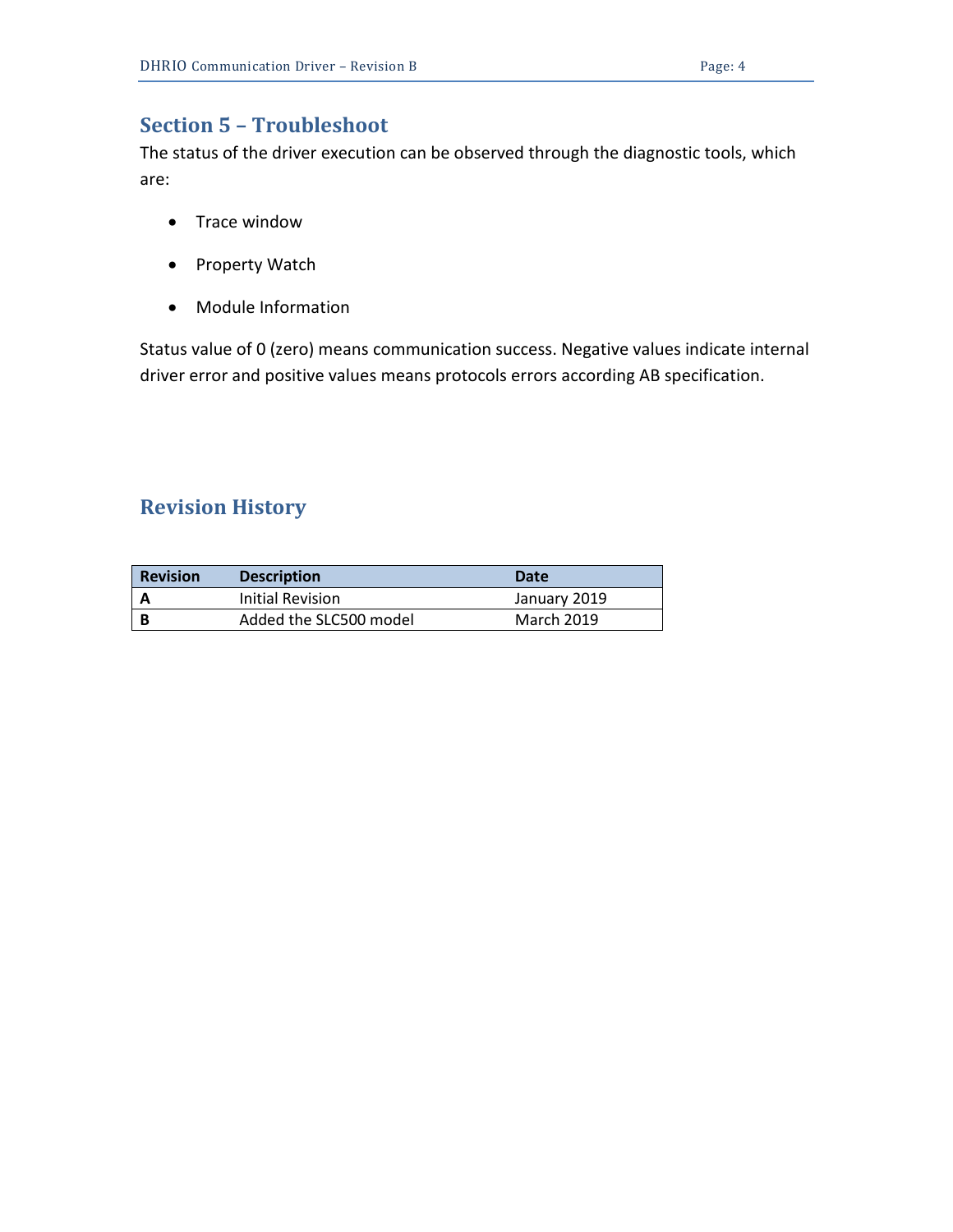## Section 5 – Troubleshoot

The status of the driver execution can be observed through the diagnostic tools, which are:

- Trace window
- Property Watch
- Module Information

Status value of 0 (zero) means communication success. Negative values indicate internal driver error and positive values means protocols errors according AB specification.

## Revision History

| Revision | Description | Date |
|---|---|---|
| **A** | Initial Revision | January 2019 |
| **B** | Added the SLC500 model | March 2019 |